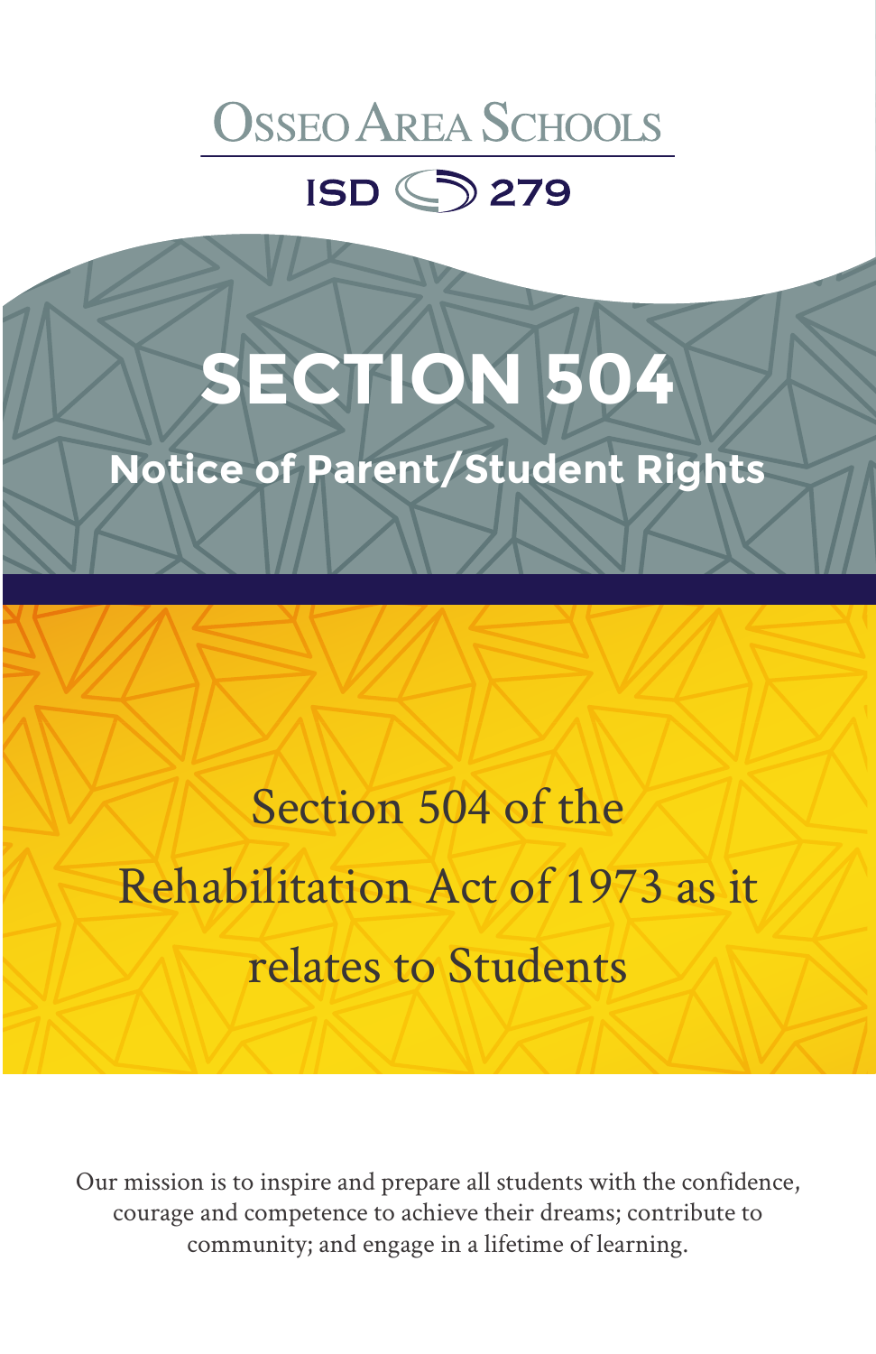Osseo Area Schools

ISD 279

# SECTION 504

## Notice of Parent/Student Rights

Section 504 of the Rehabilitation Act of 1973 as it relates to Students

Our mission is to inspire and prepare all students with the confidence, courage and competence to achieve their dreams; contribute to community; and engage in a lifetime of learning.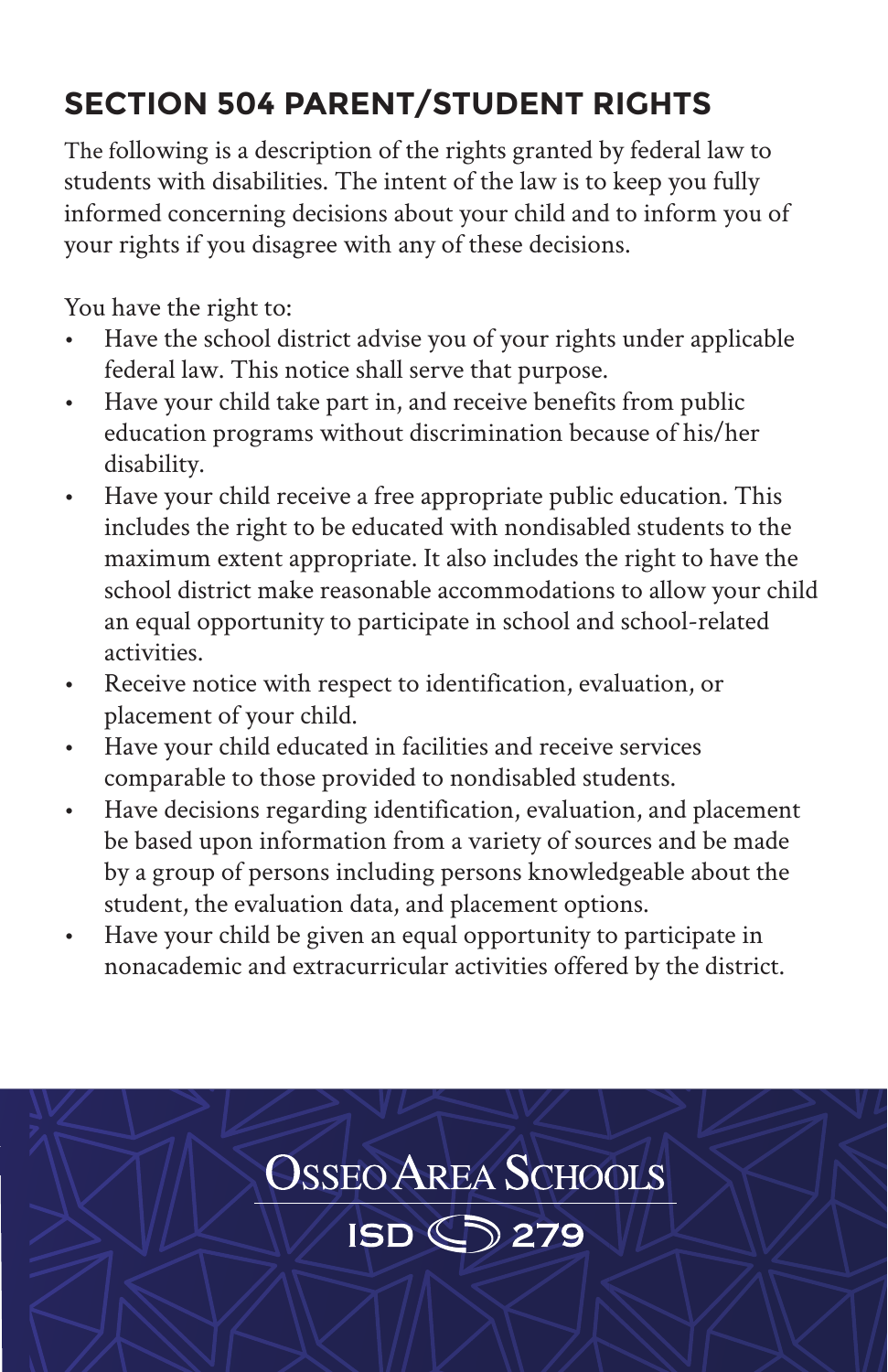## SECTION 504 PARENT/STUDENT RIGHTS

The following is a description of the rights granted by federal law to students with disabilities. The intent of the law is to keep you fully informed concerning decisions about your child and to inform you of your rights if you disagree with any of these decisions.

You have the right to:

- Have the school district advise you of your rights under applicable federal law. This notice shall serve that purpose.
- Have your child take part in, and receive benefits from public education programs without discrimination because of his/her disability.
- Have your child receive a free appropriate public education. This includes the right to be educated with nondisabled students to the maximum extent appropriate. It also includes the right to have the school district make reasonable accommodations to allow your child an equal opportunity to participate in school and school-related activities.
- Receive notice with respect to identification, evaluation, or placement of your child.
- Have your child educated in facilities and receive services comparable to those provided to nondisabled students.
- Have decisions regarding identification, evaluation, and placement be based upon information from a variety of sources and be made by a group of persons including persons knowledgeable about the student, the evaluation data, and placement options.
- Have your child be given an equal opportunity to participate in nonacademic and extracurricular activities offered by the district.

OSSEO AREA SCHOOLS

ISD 279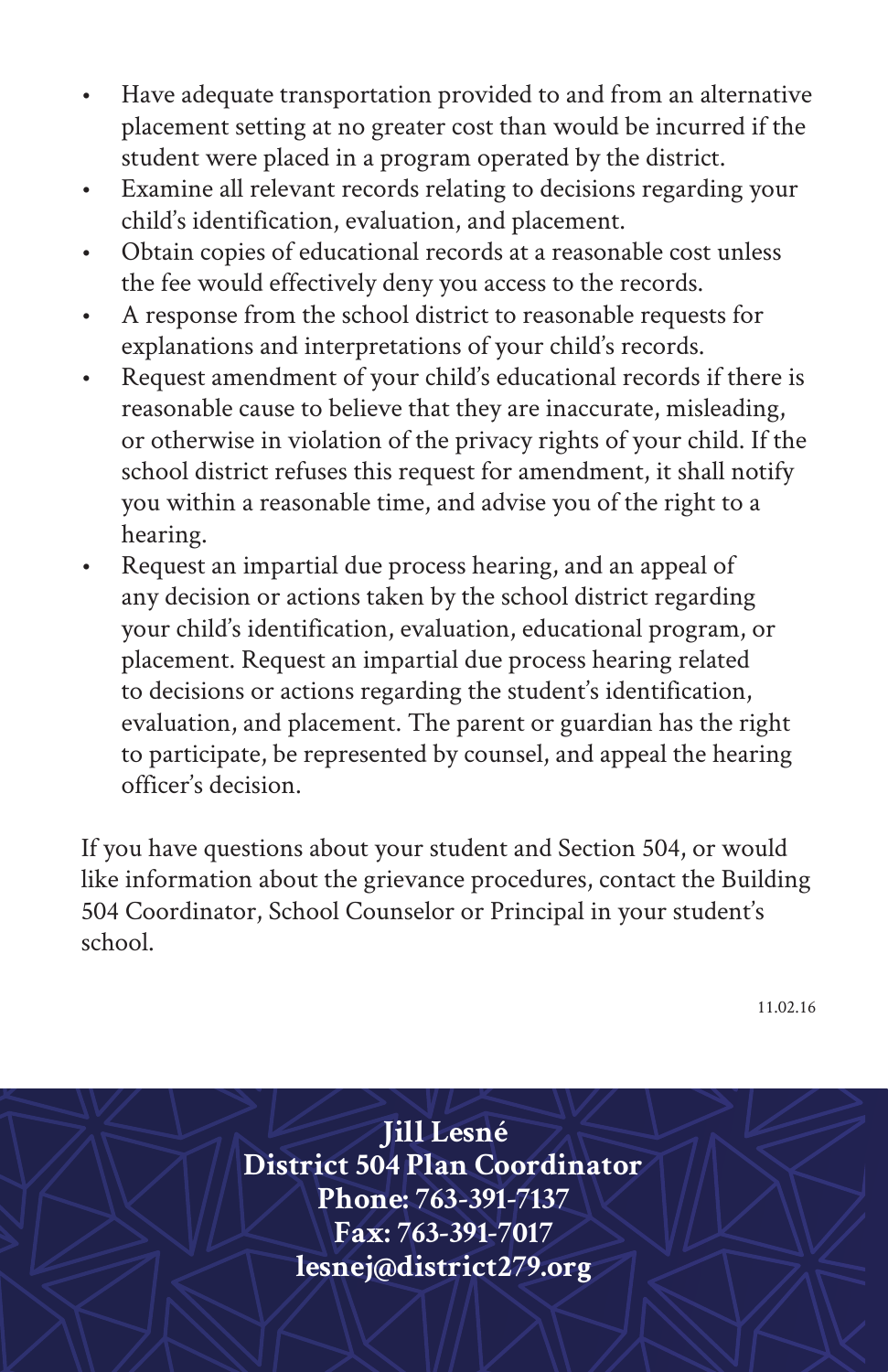- Have adequate transportation provided to and from an alternative placement setting at no greater cost than would be incurred if the student were placed in a program operated by the district.
- Examine all relevant records relating to decisions regarding your child's identification, evaluation, and placement.
- Obtain copies of educational records at a reasonable cost unless the fee would effectively deny you access to the records.
- A response from the school district to reasonable requests for explanations and interpretations of your child's records.
- Request amendment of your child's educational records if there is reasonable cause to believe that they are inaccurate, misleading, or otherwise in violation of the privacy rights of your child. If the school district refuses this request for amendment, it shall notify you within a reasonable time, and advise you of the right to a hearing.
- Request an impartial due process hearing, and an appeal of any decision or actions taken by the school district regarding your child's identification, evaluation, educational program, or placement. Request an impartial due process hearing related to decisions or actions regarding the student's identification, evaluation, and placement. The parent or guardian has the right to participate, be represented by counsel, and appeal the hearing officer's decision.

If you have questions about your student and Section 504, or would like information about the grievance procedures, contact the Building 504 Coordinator, School Counselor or Principal in your student's school.

11.02.16

**Jill Lesné**
**District 504 Plan Coordinator**
**Phone: 763-391-7137**
**Fax: 763-391-7017**
**lesnej@district279.org**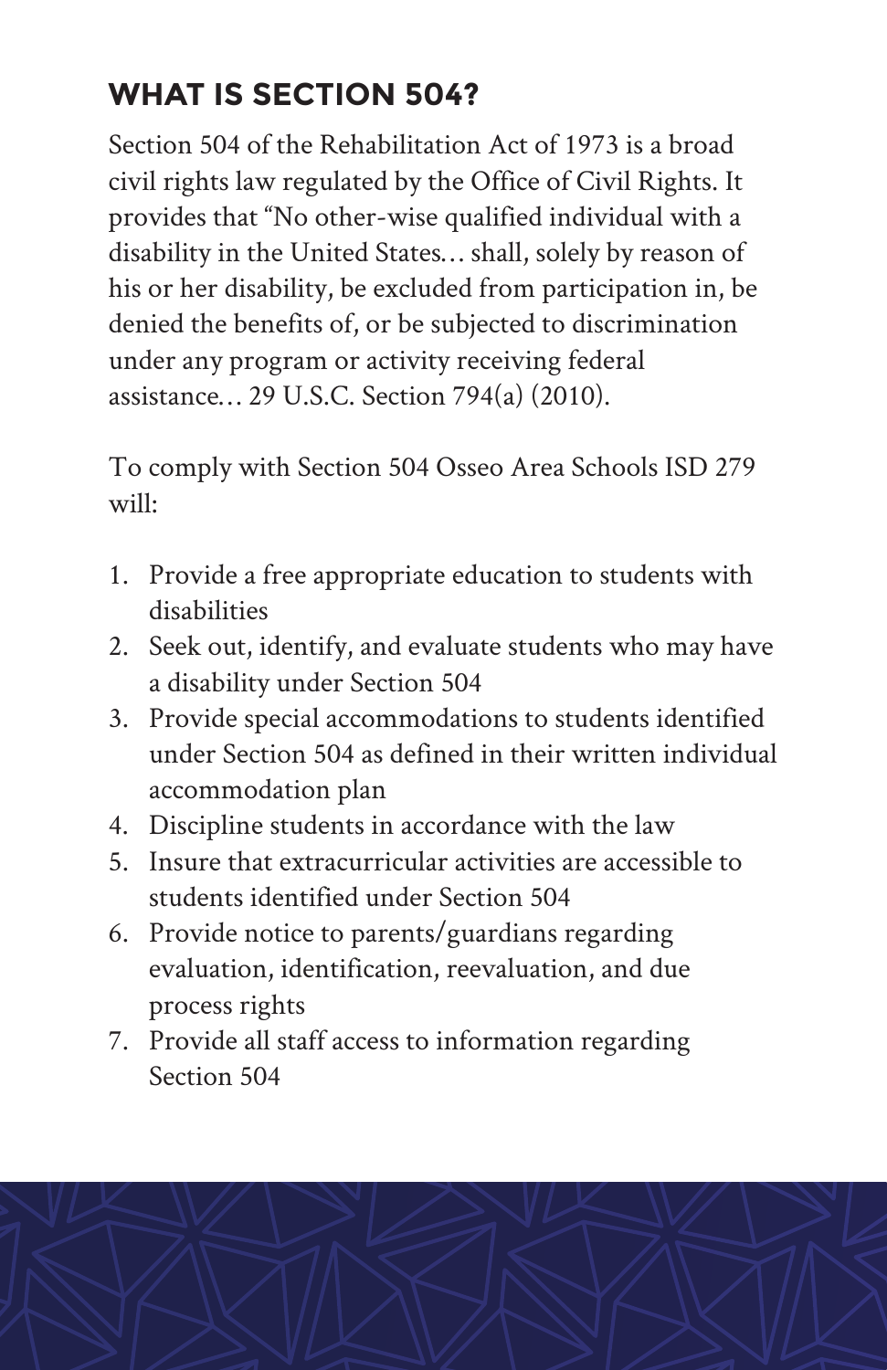## WHAT IS SECTION 504?

Section 504 of the Rehabilitation Act of 1973 is a broad civil rights law regulated by the Office of Civil Rights. It provides that "No other-wise qualified individual with a disability in the United States… shall, solely by reason of his or her disability, be excluded from participation in, be denied the benefits of, or be subjected to discrimination under any program or activity receiving federal assistance… 29 U.S.C. Section 794(a) (2010).

To comply with Section 504 Osseo Area Schools ISD 279 will:

1. Provide a free appropriate education to students with disabilities
2. Seek out, identify, and evaluate students who may have a disability under Section 504
3. Provide special accommodations to students identified under Section 504 as defined in their written individual accommodation plan
4. Discipline students in accordance with the law
5. Insure that extracurricular activities are accessible to students identified under Section 504
6. Provide notice to parents/guardians regarding evaluation, identification, reevaluation, and due process rights
7. Provide all staff access to information regarding Section 504